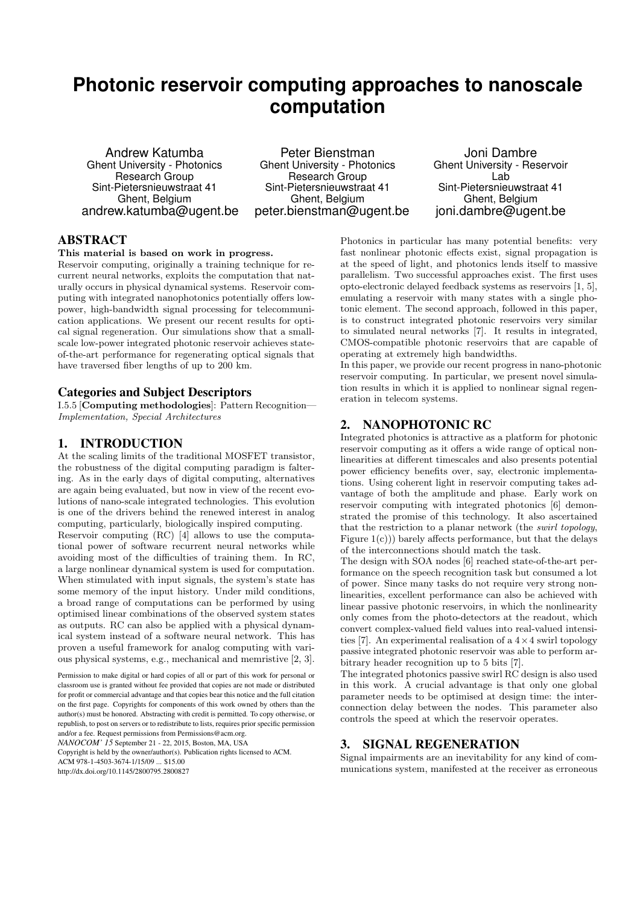# Photonic reservoir computing approaches to nanoscale computation

Andrew Katumba
Ghent University - Photonics Research Group
Sint-Pietersnieuwstraat 41
Ghent, Belgium
andrew.katumba@ugent.be

Peter Bienstman
Ghent University - Photonics Research Group
Sint-Pietersnieuwstraat 41
Ghent, Belgium
peter.bienstman@ugent.be

Joni Dambre
Ghent University - Reservoir Lab
Sint-Pietersnieuwstraat 41
Ghent, Belgium
joni.dambre@ugent.be

## ABSTRACT

**This material is based on work in progress.**
Reservoir computing, originally a training technique for recurrent neural networks, exploits the computation that naturally occurs in physical dynamical systems. Reservoir computing with integrated nanophotonics potentially offers low-power, high-bandwidth signal processing for telecommunication applications. We present our recent results for optical signal regeneration. Our simulations show that a small-scale low-power integrated photonic reservoir achieves state-of-the-art performance for regenerating optical signals that have traversed fiber lengths of up to 200 km.

### Categories and Subject Descriptors

I.5.5 [**Computing methodologies**]: Pattern Recognition—*Implementation, Special Architectures*

## 1. INTRODUCTION

At the scaling limits of the traditional MOSFET transistor, the robustness of the digital computing paradigm is faltering. As in the early days of digital computing, alternatives are again being evaluated, but now in view of the recent evolutions of nano-scale integrated technologies. This evolution is one of the drivers behind the renewed interest in analog computing, particularly, biologically inspired computing.

Reservoir computing (RC) [4] allows to use the computational power of software recurrent neural networks while avoiding most of the difficulties of training them. In RC, a large nonlinear dynamical system is used for computation. When stimulated with input signals, the system's state has some memory of the input history. Under mild conditions, a broad range of computations can be performed by using optimised linear combinations of the observed system states as outputs. RC can also be applied with a physical dynamical system instead of a software neural network. This has proven a useful framework for analog computing with various physical systems, e.g., mechanical and memristive [2, 3].

Permission to make digital or hard copies of all or part of this work for personal or classroom use is granted without fee provided that copies are not made or distributed for profit or commercial advantage and that copies bear this notice and the full citation on the first page. Copyrights for components of this work owned by others than the author(s) must be honored. Abstracting with credit is permitted. To copy otherwise, or republish, to post on servers or to redistribute to lists, requires prior specific permission and/or a fee. Request permissions from Permissions@acm.org.
*NANOCOM' 15* September 21 - 22, 2015, Boston, MA, USA
Copyright is held by the owner/author(s). Publication rights licensed to ACM.
ACM 978-1-4503-3674-1/15/09 ... $15.00
http://dx.doi.org/10.1145/2800795.2800827

Photonics in particular has many potential benefits: very fast nonlinear photonic effects exist, signal propagation is at the speed of light, and photonics lends itself to massive parallelism. Two successful approaches exist. The first uses opto-electronic delayed feedback systems as reservoirs [1, 5], emulating a reservoir with many states with a single photonic element. The second approach, followed in this paper, is to construct integrated photonic reservoirs very similar to simulated neural networks [7]. It results in integrated, CMOS-compatible photonic reservoirs that are capable of operating at extremely high bandwidths.

In this paper, we provide our recent progress in nano-photonic reservoir computing. In particular, we present novel simulation results in which it is applied to nonlinear signal regeneration in telecom systems.

## 2. NANOPHOTONIC RC

Integrated photonics is attractive as a platform for photonic reservoir computing as it offers a wide range of optical nonlinearities at different timescales and also presents potential power efficiency benefits over, say, electronic implementations. Using coherent light in reservoir computing takes advantage of both the amplitude and phase. Early work on reservoir computing with integrated photonics [6] demonstrated the promise of this technology. It also ascertained that the restriction to a planar network (the *swirl topology*, Figure 1(c))) barely affects performance, but that the delays of the interconnections should match the task.

The design with SOA nodes [6] reached state-of-the-art performance on the speech recognition task but consumed a lot of power. Since many tasks do not require very strong nonlinearities, excellent performance can also be achieved with linear passive photonic reservoirs, in which the nonlinearity only comes from the photo-detectors at the readout, which convert complex-valued field values into real-valued intensities [7]. An experimental realisation of a $4 \times 4$ swirl topology passive integrated photonic reservoir was able to perform arbitrary header recognition up to 5 bits [7].

The integrated photonics passive swirl RC design is also used in this work. A crucial advantage is that only one global parameter needs to be optimised at design time: the interconnection delay between the nodes. This parameter also controls the speed at which the reservoir operates.

## 3. SIGNAL REGENERATION

Signal impairments are an inevitability for any kind of communications system, manifested at the receiver as erroneous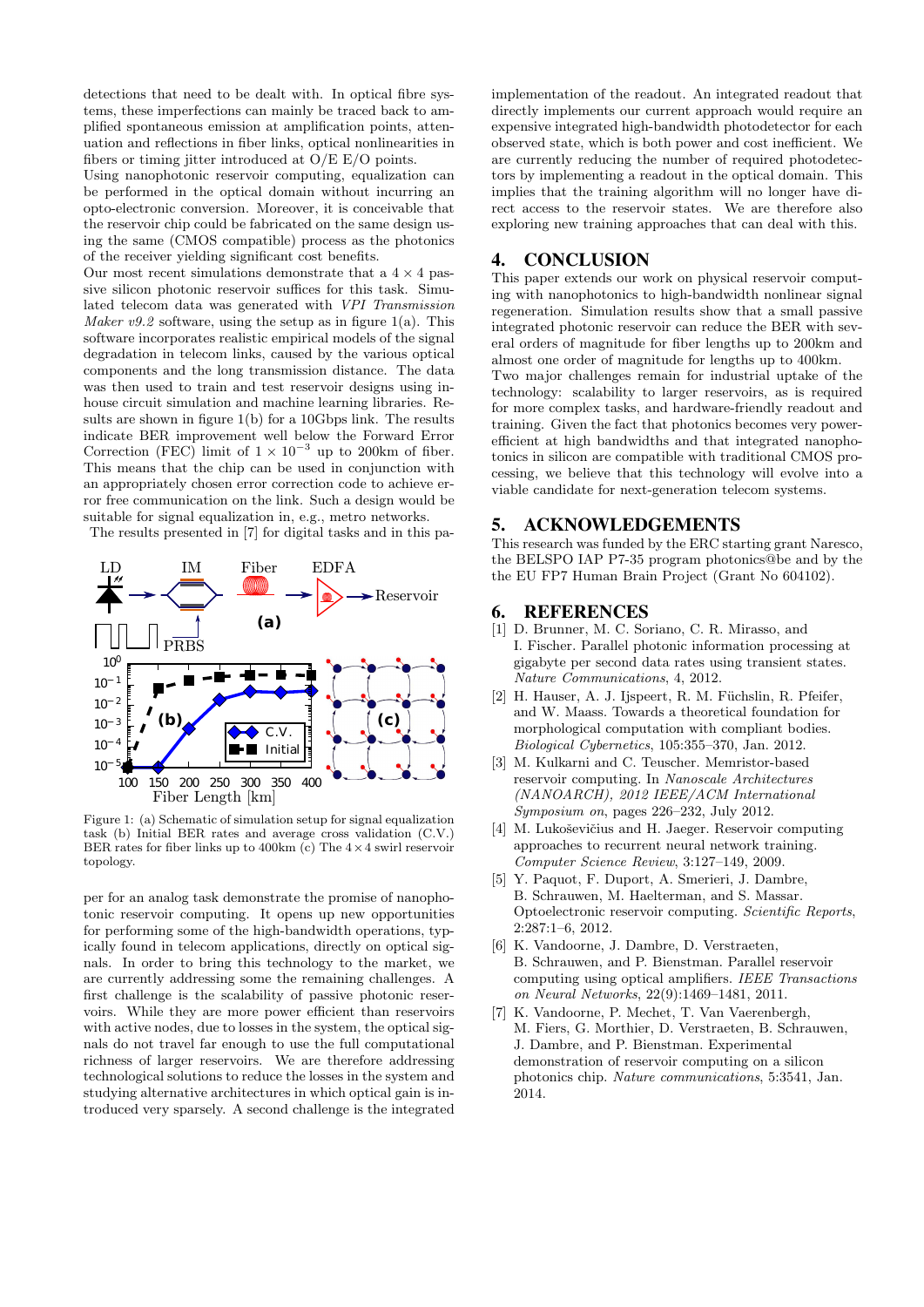detections that need to be dealt with. In optical fibre systems, these imperfections can mainly be traced back to amplified spontaneous emission at amplification points, attenuation and reflections in fiber links, optical nonlinearities in fibers or timing jitter introduced at O/E E/O points.

Using nanophotonic reservoir computing, equalization can be performed in the optical domain without incurring an opto-electronic conversion. Moreover, it is conceivable that the reservoir chip could be fabricated on the same design using the same (CMOS compatible) process as the photonics of the receiver yielding significant cost benefits.

Our most recent simulations demonstrate that a $4 \times 4$ passive silicon photonic reservoir suffices for this task. Simulated telecom data was generated with *VPI Transmission Maker v9.2* software, using the setup as in figure 1(a). This software incorporates realistic empirical models of the signal degradation in telecom links, caused by the various optical components and the long transmission distance. The data was then used to train and test reservoir designs using inhouse circuit simulation and machine learning libraries. Results are shown in figure 1(b) for a 10Gbps link. The results indicate BER improvement well below the Forward Error Correction (FEC) limit of $1 \times 10^{-3}$ up to 200km of fiber. This means that the chip can be used in conjunction with an appropriately chosen error correction code to achieve error free communication on the link. Such a design would be suitable for signal equalization in, e.g., metro networks.

The results presented in [7] for digital tasks and in this paper for an analog task demonstrate the promise of nanophotonic reservoir computing. It opens up new opportunities for performing some of the high-bandwidth operations, typically found in telecom applications, directly on optical signals. In order to bring this technology to the market, we are currently addressing some the remaining challenges. A first challenge is the scalability of passive photonic reservoirs. While they are more power efficient than reservoirs with active nodes, due to losses in the system, the optical signals do not travel far enough to use the full computational richness of larger reservoirs. We are therefore addressing technological solutions to reduce the losses in the system and studying alternative architectures in which optical gain is introduced very sparsely. A second challenge is the integrated implementation of the readout. An integrated readout that directly implements our current approach would require an expensive integrated high-bandwidth photodetector for each observed state, which is both power and cost inefficient. We are currently reducing the number of required photodetectors by implementing a readout in the optical domain. This implies that the training algorithm will no longer have direct access to the reservoir states. We are therefore also exploring new training approaches that can deal with this.

LD
IM
Fiber
EDFA
Reservoir
(a)
PRBS
$10^0$
$10^{-1}$
$10^{-2}$
$10^{-3}$
$10^{-4}$
$10^{-5}$
(b)
C.V.
Initial
100 150 200 250 300 350 400
Fiber Length [km]
(c)

Figure 1: (a) Schematic of simulation setup for signal equalization task (b) Initial BER rates and average cross validation (C.V.) BER rates for fiber links up to 400km (c) The $4 \times 4$ swirl reservoir topology.

## 4. CONCLUSION

This paper extends our work on physical reservoir computing with nanophotonics to high-bandwidth nonlinear signal regeneration. Simulation results show that a small passive integrated photonic reservoir can reduce the BER with several orders of magnitude for fiber lengths up to 200km and almost one order of magnitude for lengths up to 400km.

Two major challenges remain for industrial uptake of the technology: scalability to larger reservoirs, as is required for more complex tasks, and hardware-friendly readout and training. Given the fact that photonics becomes very power-efficient at high bandwidths and that integrated nanophotonics in silicon are compatible with traditional CMOS processing, we believe that this technology will evolve into a viable candidate for next-generation telecom systems.

## 5. ACKNOWLEDGEMENTS

This research was funded by the ERC starting grant Naresco, the BELSPO IAP P7-35 program photonics@be and by the the EU FP7 Human Brain Project (Grant No 604102).

## 6. REFERENCES

[1] D. Brunner, M. C. Soriano, C. R. Mirasso, and I. Fischer. Parallel photonic information processing at gigabyte per second data rates using transient states. *Nature Communications*, 4, 2012.

[2] H. Hauser, A. J. Ijspeert, R. M. Füchslin, R. Pfeifer, and W. Maass. Towards a theoretical foundation for morphological computation with compliant bodies. *Biological Cybernetics*, 105:355–370, Jan. 2012.

[3] M. Kulkarni and C. Teuscher. Memristor-based reservoir computing. In *Nanoscale Architectures (NANOARCH), 2012 IEEE/ACM International Symposium on*, pages 226–232, July 2012.

[4] M. Lukoševičius and H. Jaeger. Reservoir computing approaches to recurrent neural network training. *Computer Science Review*, 3:127–149, 2009.

[5] Y. Paquot, F. Duport, A. Smerieri, J. Dambre, B. Schrauwen, M. Haelterman, and S. Massar. Optoelectronic reservoir computing. *Scientific Reports*, 2:287:1–6, 2012.

[6] K. Vandoorne, J. Dambre, D. Verstraeten, B. Schrauwen, and P. Bienstman. Parallel reservoir computing using optical amplifiers. *IEEE Transactions on Neural Networks*, 22(9):1469–1481, 2011.

[7] K. Vandoorne, P. Mechet, T. Van Vaerenbergh, M. Fiers, G. Morthier, D. Verstraeten, B. Schrauwen, J. Dambre, and P. Bienstman. Experimental demonstration of reservoir computing on a silicon photonics chip. *Nature communications*, 5:3541, Jan. 2014.